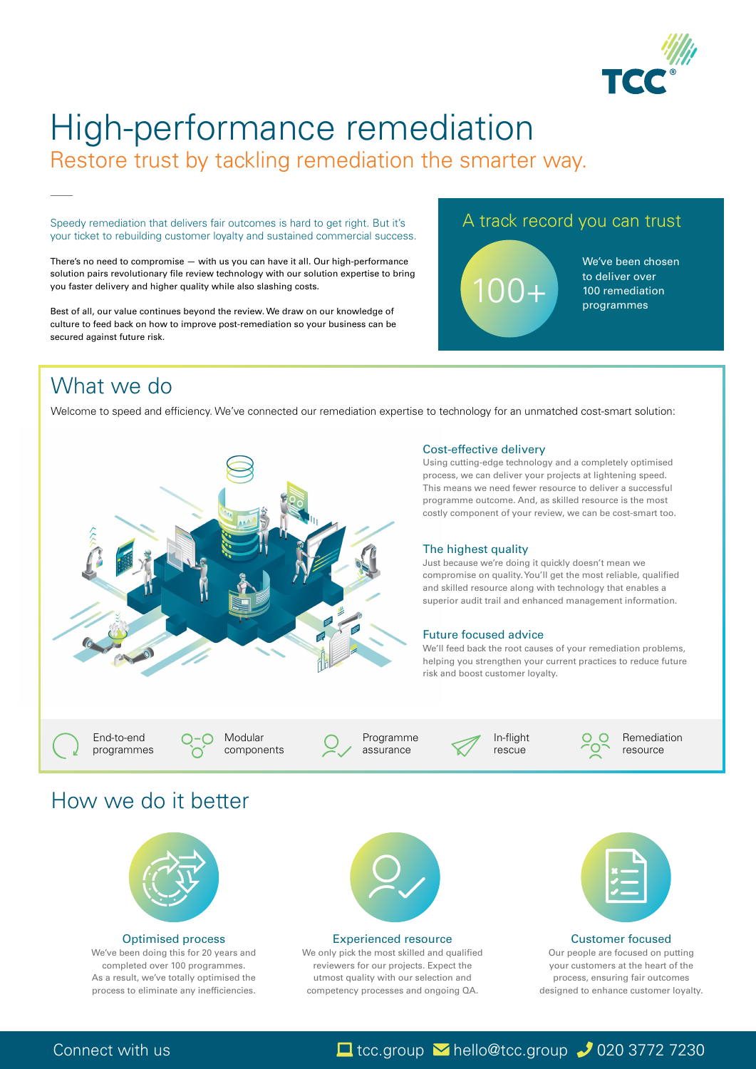# High-performance remediation

## Restore trust by tackling remediation the smarter way.

Speedy remediation that delivers fair outcomes is hard to get right. But it's your ticket to rebuilding customer loyalty and sustained commercial success.

There's no need to compromise — with us you can have it all. Our high-performance solution pairs revolutionary file review technology with our solution expertise to bring you faster delivery and higher quality while also slashing costs.

Best of all, our value continues beyond the review. We draw on our knowledge of culture to feed back on how to improve post-remediation so your business can be secured against future risk.

### A track record you can trust

**100+**

We've been chosen to deliver over 100 remediation programmes

## What we do

Welcome to speed and efficiency. We've connected our remediation expertise to technology for an unmatched cost-smart solution:

### Cost-effective delivery

Using cutting-edge technology and a completely optimised process, we can deliver your projects at lightening speed. This means we need fewer resource to deliver a successful programme outcome. And, as skilled resource is the most costly component of your review, we can be cost-smart too.

### The highest quality

Just because we're doing it quickly doesn't mean we compromise on quality. You'll get the most reliable, qualified and skilled resource along with technology that enables a superior audit trail and enhanced management information.

### Future focused advice

We'll feed back the root causes of your remediation problems, helping you strengthen your current practices to reduce future risk and boost customer loyalty.

- End-to-end programmes
- Modular components
- Programme assurance
- In-flight rescue
- Remediation resource

## How we do it better

### Optimised process

We've been doing this for 20 years and completed over 100 programmes. As a result, we've totally optimised the process to eliminate any inefficiencies.

### Experienced resource

We only pick the most skilled and qualified reviewers for our projects. Expect the utmost quality with our selection and competency processes and ongoing QA.

### Customer focused

Our people are focused on putting your customers at the heart of the process, ensuring fair outcomes designed to enhance customer loyalty.

Connect with us tcc.group hello@tcc.group 020 3772 7230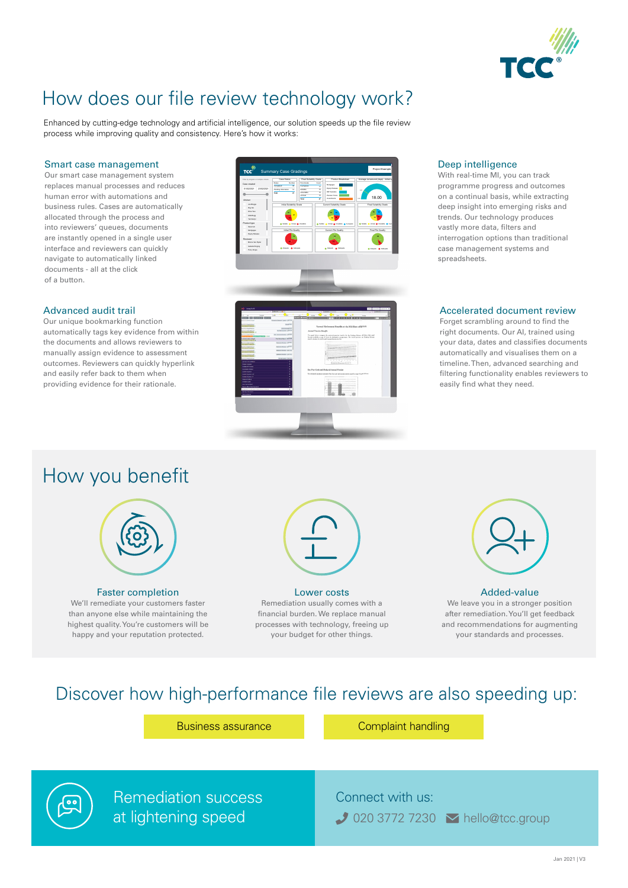# How does our file review technology work?

Enhanced by cutting-edge technology and artificial intelligence, our solution speeds up the file review process while improving quality and consistency. Here's how it works:

### Smart case management

Our smart case management system replaces manual processes and reduces human error with automations and business rules. Cases are automatically allocated through the process and into reviewers' queues, documents are instantly opened in a single user interface and reviewers can quickly navigate to automatically linked documents - all at the click of a button.

### Deep intelligence

With real-time MI, you can track programme progress and outcomes on a continual basis, while extracting deep insight into emerging risks and trends. Our technology produces vastly more data, filters and interrogation options than traditional case management systems and spreadsheets.

### Advanced audit trail

Our unique bookmarking function automatically tags key evidence from within the documents and allows reviewers to manually assign evidence to assessment outcomes. Reviewers can quickly hyperlink and easily refer back to them when providing evidence for their rationale.

### Accelerated document review

Forget scrambling around to find the right documents. Our AI, trained using your data, dates and classifies documents automatically and visualises them on a timeline. Then, advanced searching and filtering functionality enables reviewers to easily find what they need.

## How you benefit

### Faster completion

We'll remediate your customers faster than anyone else while maintaining the highest quality. You're customers will be happy and your reputation protected.

### Lower costs

Remediation usually comes with a financial burden. We replace manual processes with technology, freeing up your budget for other things.

### Added-value

We leave you in a stronger position after remediation. You'll get feedback and recommendations for augmenting your standards and processes.

## Discover how high-performance file reviews are also speeding up:

Business assurance

Complaint handling

Remediation success at lightening speed

Connect with us:

020 3772 7230 hello@tcc.group

Jan 2021 | V3